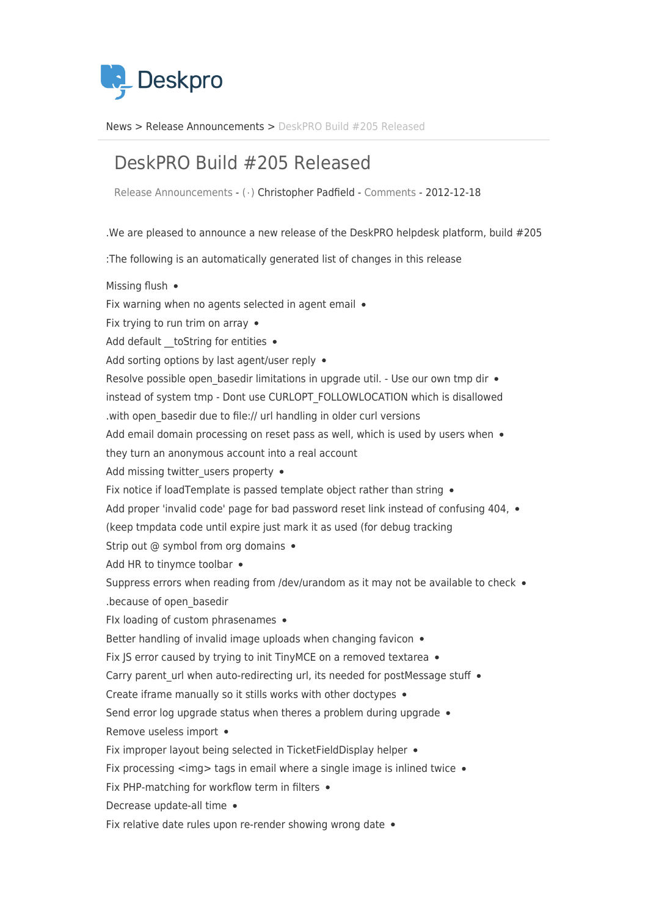Deskpro

News > Release Announcements > DeskPRO Build #205 Released

# DeskPRO Build #205 Released

Release Announcements - ( · ) Christopher Padfield - Comments - 2012-12-18

.We are pleased to announce a new release of the DeskPRO helpdesk platform, build #205

:The following is an automatically generated list of changes in this release

- Missing flush
- Fix warning when no agents selected in agent email
- Fix trying to run trim on array
- Add default __toString for entities
- Add sorting options by last agent/user reply
- Resolve possible open_basedir limitations in upgrade util. - Use our own tmp dir instead of system tmp - Dont use CURLOPT_FOLLOWLOCATION which is disallowed .with open_basedir due to file:// url handling in older curl versions
- Add email domain processing on reset pass as well, which is used by users when they turn an anonymous account into a real account
- Add missing twitter_users property
- Fix notice if loadTemplate is passed template object rather than string
- Add proper 'invalid code' page for bad password reset link instead of confusing 404, (keep tmpdata code until expire just mark it as used (for debug tracking
- Strip out @ symbol from org domains
- Add HR to tinymce toolbar
- Suppress errors when reading from /dev/urandom as it may not be available to check .because of open_basedir
- FIx loading of custom phrasenames
- Better handling of invalid image uploads when changing favicon
- Fix JS error caused by trying to init TinyMCE on a removed textarea
- Carry parent_url when auto-redirecting url, its needed for postMessage stuff
- Create iframe manually so it stills works with other doctypes
- Send error log upgrade status when theres a problem during upgrade
- Remove useless import
- Fix improper layout being selected in TicketFieldDisplay helper
- Fix processing <img> tags in email where a single image is inlined twice
- Fix PHP-matching for workflow term in filters
- Decrease update-all time
- Fix relative date rules upon re-render showing wrong date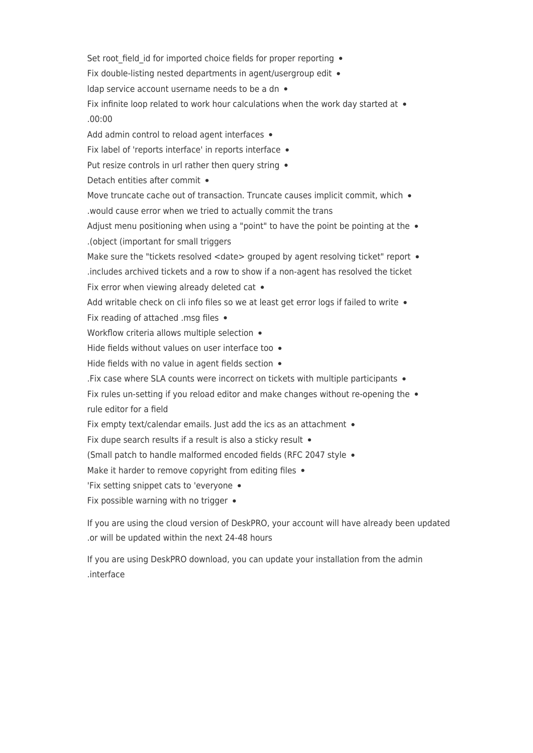- Set root_field_id for imported choice fields for proper reporting
- Fix double-listing nested departments in agent/usergroup edit
- ldap service account username needs to be a dn
- Fix infinite loop related to work hour calculations when the work day started at 00:00.
- Add admin control to reload agent interfaces
- Fix label of 'reports interface' in reports interface
- Put resize controls in url rather then query string
- Detach entities after commit
- Move truncate cache out of transaction. Truncate causes implicit commit, which would cause error when we tried to actually commit the trans.
- Adjust menu positioning when using a "point" to have the point be pointing at the object (important for small triggers).
- Make sure the "tickets resolved <date> grouped by agent resolving ticket" report includes archived tickets and a row to show if a non-agent has resolved the ticket.
- Fix error when viewing already deleted cat
- Add writable check on cli info files so we at least get error logs if failed to write
- Fix reading of attached .msg files
- Workflow criteria allows multiple selection
- Hide fields without values on user interface too
- Hide fields with no value in agent fields section
- Fix case where SLA counts were incorrect on tickets with multiple participants.
- Fix rules un-setting if you reload editor and make changes without re-opening the rule editor for a field
- Fix empty text/calendar emails. Just add the ics as an attachment
- Fix dupe search results if a result is also a sticky result
- Small patch to handle malformed encoded fields (RFC 2047 style)
- Make it harder to remove copyright from editing files
- Fix setting snippet cats to 'everyone'
- Fix possible warning with no trigger

If you are using the cloud version of DeskPRO, your account will have already been updated or will be updated within the next 24-48 hours.

If you are using DeskPRO download, you can update your installation from the admin interface.